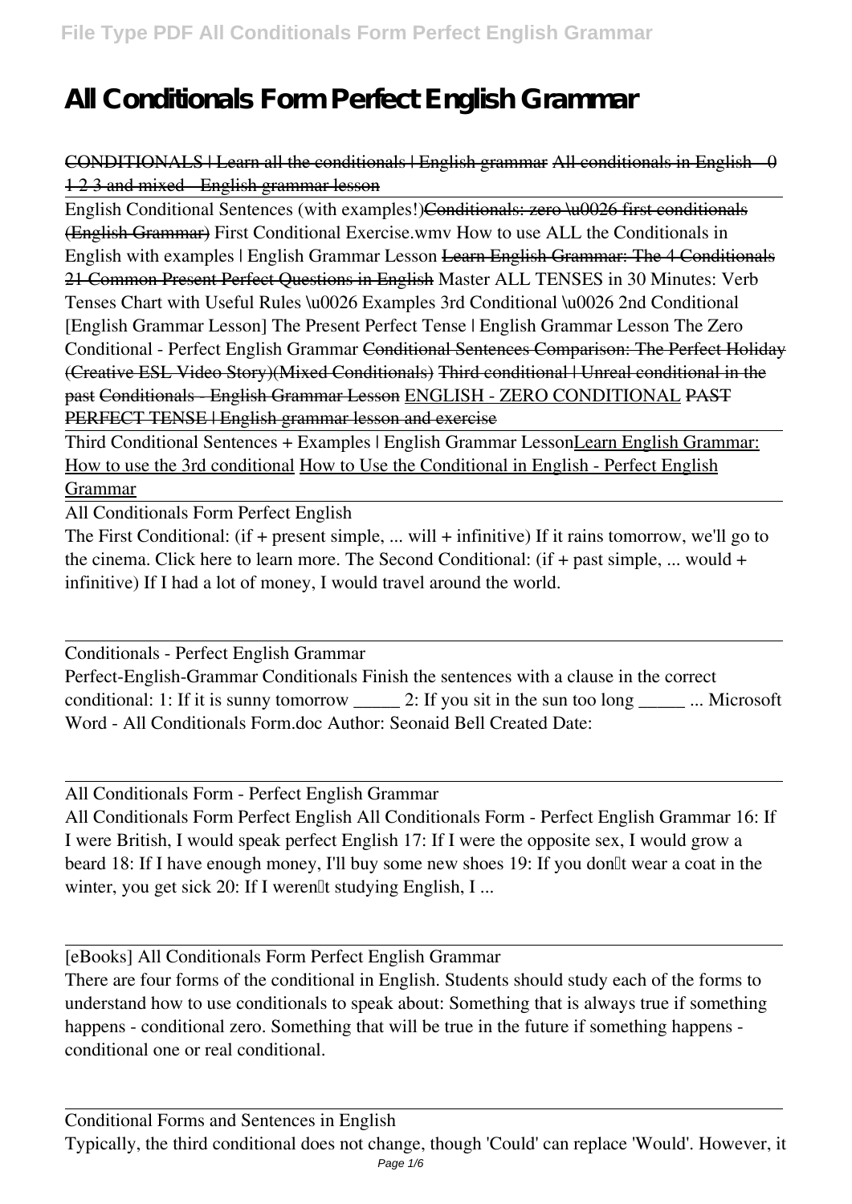# All Conditionals Form Perfect English Grammar

~~CONDITIONALS | Learn all the conditionals | English grammar~~ ~~All conditionals in English - 0 1 2 3 and mixed - English grammar lesson~~

English Conditional Sentences (with examples!)~~Conditionals: zero \u0026 first conditionals (English Grammar)~~ First Conditional Exercise.wmv How to use ALL the Conditionals in English with examples | English Grammar Lesson ~~Learn English Grammar: The 4 Conditionals~~ ~~21 Common Present Perfect Questions in English~~ Master ALL TENSES in 30 Minutes: Verb Tenses Chart with Useful Rules \u0026 Examples 3rd Conditional \u0026 2nd Conditional [English Grammar Lesson] The Present Perfect Tense | English Grammar Lesson The Zero Conditional - Perfect English Grammar ~~Conditional Sentences Comparison: The Perfect Holiday (Creative ESL Video Story)(Mixed Conditionals)~~ ~~Third conditional | Unreal conditional in the past~~ ~~Conditionals - English Grammar Lesson~~ ENGLISH - ZERO CONDITIONAL ~~PAST PERFECT TENSE | English grammar lesson and exercise~~

Third Conditional Sentences + Examples | English Grammar LessonLearn English Grammar: How to use the 3rd conditional How to Use the Conditional in English - Perfect English Grammar

---

All Conditionals Form Perfect English

The First Conditional: (if + present simple, ... will + infinitive) If it rains tomorrow, we'll go to the cinema. Click here to learn more. The Second Conditional: (if + past simple, ... would + infinitive) If I had a lot of money, I would travel around the world.

---

Conditionals - Perfect English Grammar

Perfect-English-Grammar Conditionals Finish the sentences with a clause in the correct conditional: 1: If it is sunny tomorrow _____ 2: If you sit in the sun too long _____ ... Microsoft Word - All Conditionals Form.doc Author: Seonaid Bell Created Date:

---

All Conditionals Form - Perfect English Grammar

All Conditionals Form Perfect English All Conditionals Form - Perfect English Grammar 16: If I were British, I would speak perfect English 17: If I were the opposite sex, I would grow a beard 18: If I have enough money, I'll buy some new shoes 19: If you don't wear a coat in the winter, you get sick 20: If I weren't studying English, I ...

---

[eBooks] All Conditionals Form Perfect English Grammar

There are four forms of the conditional in English. Students should study each of the forms to understand how to use conditionals to speak about: Something that is always true if something happens - conditional zero. Something that will be true in the future if something happens - conditional one or real conditional.

---

Conditional Forms and Sentences in English

Typically, the third conditional does not change, though 'Could' can replace 'Would'. However, it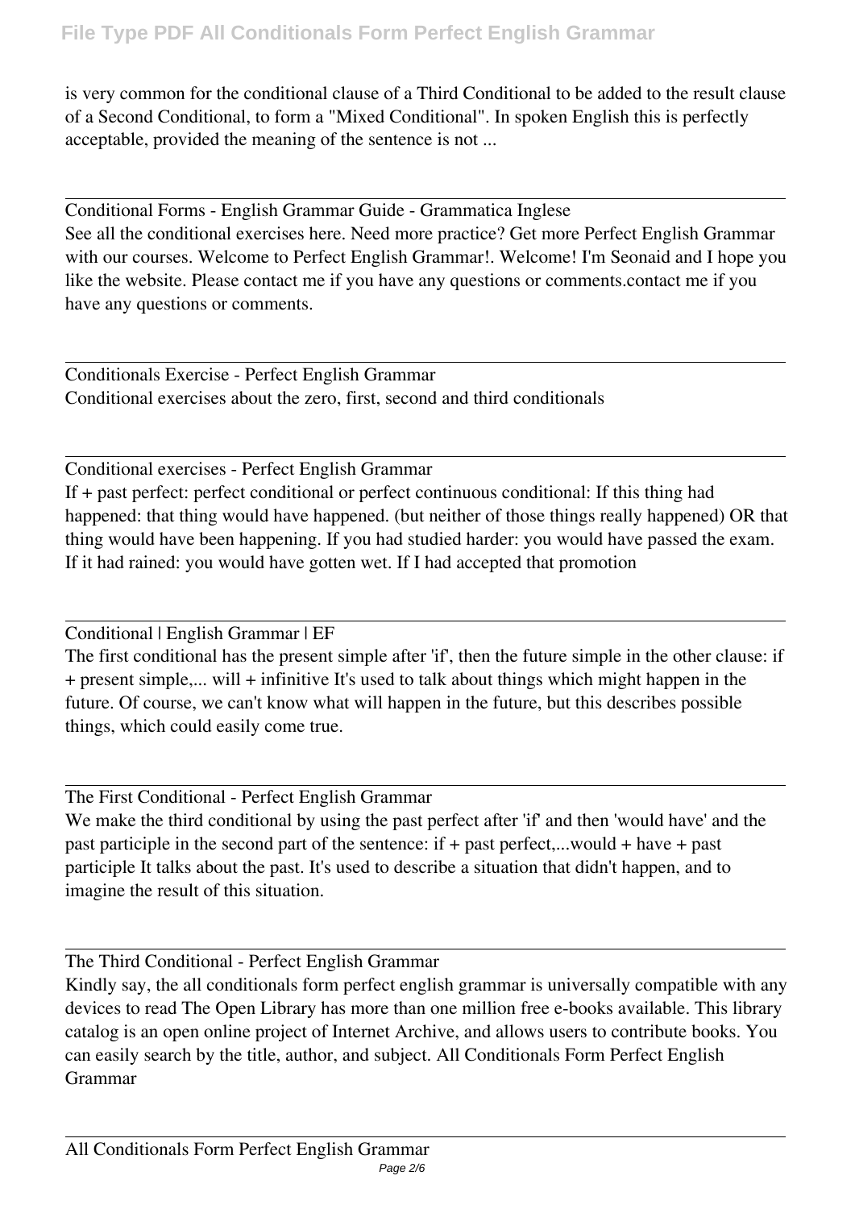is very common for the conditional clause of a Third Conditional to be added to the result clause of a Second Conditional, to form a "Mixed Conditional". In spoken English this is perfectly acceptable, provided the meaning of the sentence is not ...

## Conditional Forms - English Grammar Guide - Grammatica Inglese

See all the conditional exercises here. Need more practice? Get more Perfect English Grammar with our courses. Welcome to Perfect English Grammar!. Welcome! I'm Seonaid and I hope you like the website. Please contact me if you have any questions or comments.contact me if you have any questions or comments.

## Conditionals Exercise - Perfect English Grammar

Conditional exercises about the zero, first, second and third conditionals

## Conditional exercises - Perfect English Grammar

If + past perfect: perfect conditional or perfect continuous conditional: If this thing had happened: that thing would have happened. (but neither of those things really happened) OR that thing would have been happening. If you had studied harder: you would have passed the exam. If it had rained: you would have gotten wet. If I had accepted that promotion

## Conditional | English Grammar | EF

The first conditional has the present simple after 'if', then the future simple in the other clause: if + present simple,... will + infinitive It's used to talk about things which might happen in the future. Of course, we can't know what will happen in the future, but this describes possible things, which could easily come true.

## The First Conditional - Perfect English Grammar

We make the third conditional by using the past perfect after 'if' and then 'would have' and the past participle in the second part of the sentence: if + past perfect,...would + have + past participle It talks about the past. It's used to describe a situation that didn't happen, and to imagine the result of this situation.

## The Third Conditional - Perfect English Grammar

Kindly say, the all conditionals form perfect english grammar is universally compatible with any devices to read The Open Library has more than one million free e-books available. This library catalog is an open online project of Internet Archive, and allows users to contribute books. You can easily search by the title, author, and subject. All Conditionals Form Perfect English Grammar

## All Conditionals Form Perfect English Grammar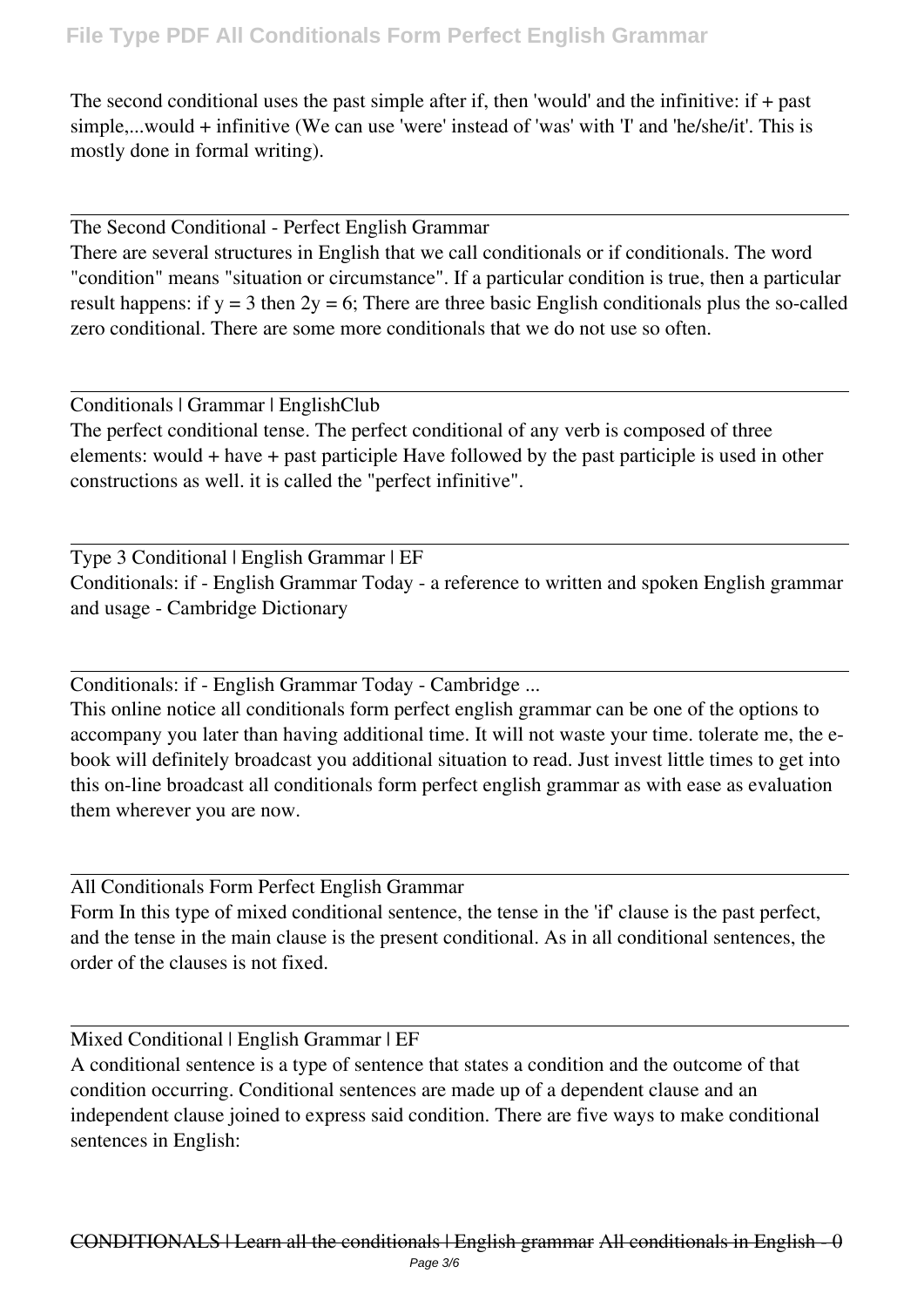The second conditional uses the past simple after if, then 'would' and the infinitive: if + past simple,...would + infinitive (We can use 'were' instead of 'was' with 'I' and 'he/she/it'. This is mostly done in formal writing).

The Second Conditional - Perfect English Grammar

There are several structures in English that we call conditionals or if conditionals. The word "condition" means "situation or circumstance". If a particular condition is true, then a particular result happens: if $y = 3$ then $2y = 6$; There are three basic English conditionals plus the so-called zero conditional. There are some more conditionals that we do not use so often.

Conditionals | Grammar | EnglishClub

The perfect conditional tense. The perfect conditional of any verb is composed of three elements: would + have + past participle Have followed by the past participle is used in other constructions as well. it is called the "perfect infinitive".

Type 3 Conditional | English Grammar | EF

Conditionals: if - English Grammar Today - a reference to written and spoken English grammar and usage - Cambridge Dictionary

Conditionals: if - English Grammar Today - Cambridge ...

This online notice all conditionals form perfect english grammar can be one of the options to accompany you later than having additional time. It will not waste your time. tolerate me, the e-book will definitely broadcast you additional situation to read. Just invest little times to get into this on-line broadcast all conditionals form perfect english grammar as with ease as evaluation them wherever you are now.

All Conditionals Form Perfect English Grammar

Form In this type of mixed conditional sentence, the tense in the 'if' clause is the past perfect, and the tense in the main clause is the present conditional. As in all conditional sentences, the order of the clauses is not fixed.

Mixed Conditional | English Grammar | EF

A conditional sentence is a type of sentence that states a condition and the outcome of that condition occurring. Conditional sentences are made up of a dependent clause and an independent clause joined to express said condition. There are five ways to make conditional sentences in English:

~~CONDITIONALS | Learn all the conditionals | English grammar All conditionals in English - 0~~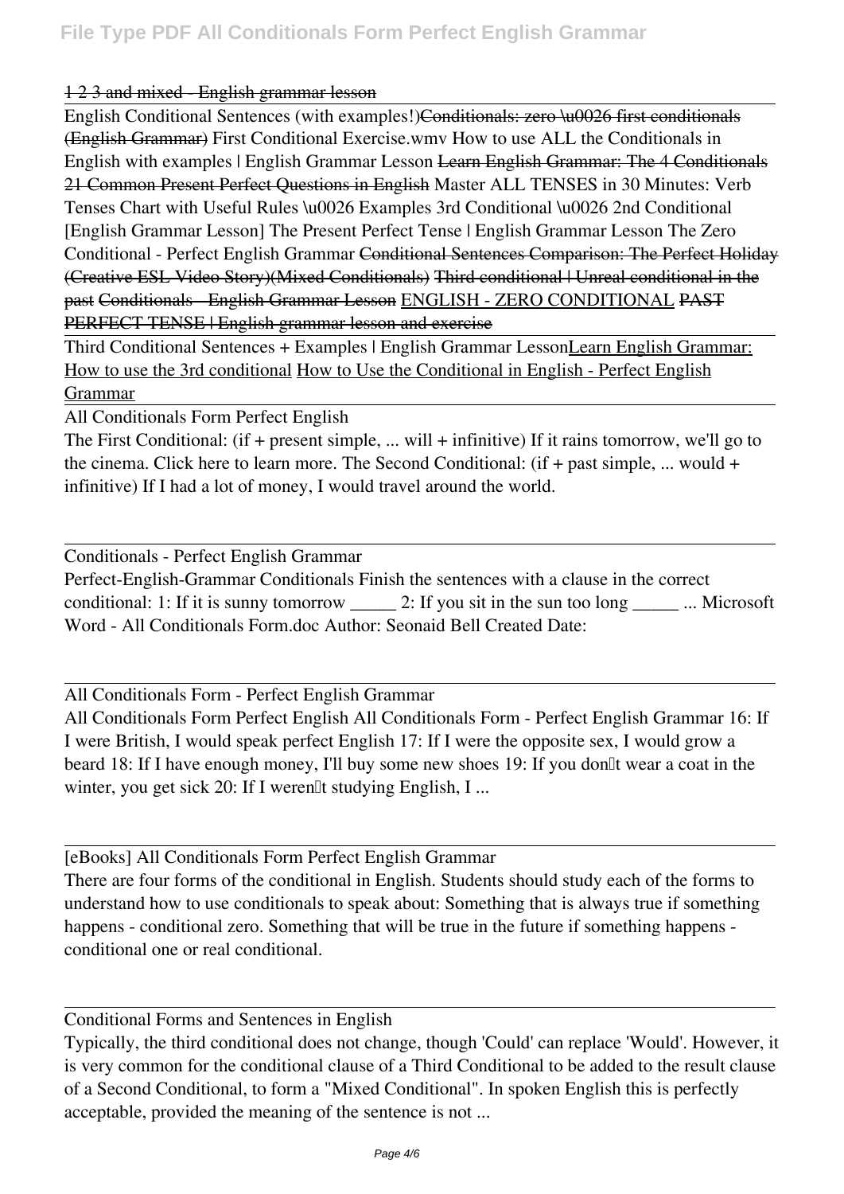1 2 3 and mixed - English grammar lesson

English Conditional Sentences (with examples!)Conditionals: zero \u0026 first conditionals (English Grammar) First Conditional Exercise.wmv How to use ALL the Conditionals in English with examples | English Grammar Lesson Learn English Grammar: The 4 Conditionals 21 Common Present Perfect Questions in English Master ALL TENSES in 30 Minutes: Verb Tenses Chart with Useful Rules \u0026 Examples 3rd Conditional \u0026 2nd Conditional [English Grammar Lesson] The Present Perfect Tense | English Grammar Lesson The Zero Conditional - Perfect English Grammar Conditional Sentences Comparison: The Perfect Holiday (Creative ESL Video Story)(Mixed Conditionals) Third conditional | Unreal conditional in the past Conditionals - English Grammar Lesson ENGLISH - ZERO CONDITIONAL PAST PERFECT TENSE | English grammar lesson and exercise

Third Conditional Sentences + Examples | English Grammar LessonLearn English Grammar: How to use the 3rd conditional How to Use the Conditional in English - Perfect English Grammar

All Conditionals Form Perfect English

The First Conditional: (if + present simple, ... will + infinitive) If it rains tomorrow, we'll go to the cinema. Click here to learn more. The Second Conditional: (if + past simple, ... would + infinitive) If I had a lot of money, I would travel around the world.

Conditionals - Perfect English Grammar

Perfect-English-Grammar Conditionals Finish the sentences with a clause in the correct conditional: 1: If it is sunny tomorrow _____ 2: If you sit in the sun too long _____ ... Microsoft Word - All Conditionals Form.doc Author: Seonaid Bell Created Date:

All Conditionals Form - Perfect English Grammar

All Conditionals Form Perfect English All Conditionals Form - Perfect English Grammar 16: If I were British, I would speak perfect English 17: If I were the opposite sex, I would grow a beard 18: If I have enough money, I'll buy some new shoes 19: If you don't wear a coat in the winter, you get sick 20: If I weren't studying English, I ...

[eBooks] All Conditionals Form Perfect English Grammar

There are four forms of the conditional in English. Students should study each of the forms to understand how to use conditionals to speak about: Something that is always true if something happens - conditional zero. Something that will be true in the future if something happens - conditional one or real conditional.

Conditional Forms and Sentences in English

Typically, the third conditional does not change, though 'Could' can replace 'Would'. However, it is very common for the conditional clause of a Third Conditional to be added to the result clause of a Second Conditional, to form a "Mixed Conditional". In spoken English this is perfectly acceptable, provided the meaning of the sentence is not ...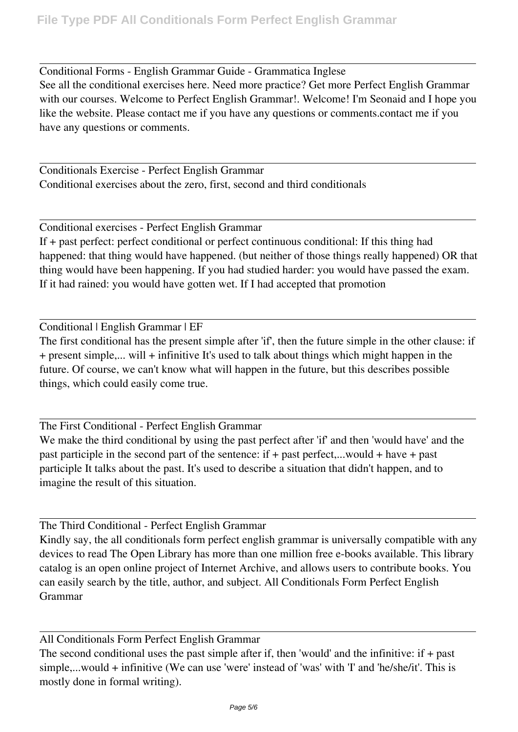Conditional Forms - English Grammar Guide - Grammatica Inglese

See all the conditional exercises here. Need more practice? Get more Perfect English Grammar with our courses. Welcome to Perfect English Grammar!. Welcome! I'm Seonaid and I hope you like the website. Please contact me if you have any questions or comments.contact me if you have any questions or comments.

Conditionals Exercise - Perfect English Grammar

Conditional exercises about the zero, first, second and third conditionals

Conditional exercises - Perfect English Grammar

If + past perfect: perfect conditional or perfect continuous conditional: If this thing had happened: that thing would have happened. (but neither of those things really happened) OR that thing would have been happening. If you had studied harder: you would have passed the exam. If it had rained: you would have gotten wet. If I had accepted that promotion

Conditional | English Grammar | EF

The first conditional has the present simple after 'if', then the future simple in the other clause: if + present simple,... will + infinitive It's used to talk about things which might happen in the future. Of course, we can't know what will happen in the future, but this describes possible things, which could easily come true.

The First Conditional - Perfect English Grammar

We make the third conditional by using the past perfect after 'if' and then 'would have' and the past participle in the second part of the sentence: if + past perfect,...would + have + past participle It talks about the past. It's used to describe a situation that didn't happen, and to imagine the result of this situation.

The Third Conditional - Perfect English Grammar

Kindly say, the all conditionals form perfect english grammar is universally compatible with any devices to read The Open Library has more than one million free e-books available. This library catalog is an open online project of Internet Archive, and allows users to contribute books. You can easily search by the title, author, and subject. All Conditionals Form Perfect English Grammar

All Conditionals Form Perfect English Grammar

The second conditional uses the past simple after if, then 'would' and the infinitive: if + past simple,...would + infinitive (We can use 'were' instead of 'was' with 'I' and 'he/she/it'. This is mostly done in formal writing).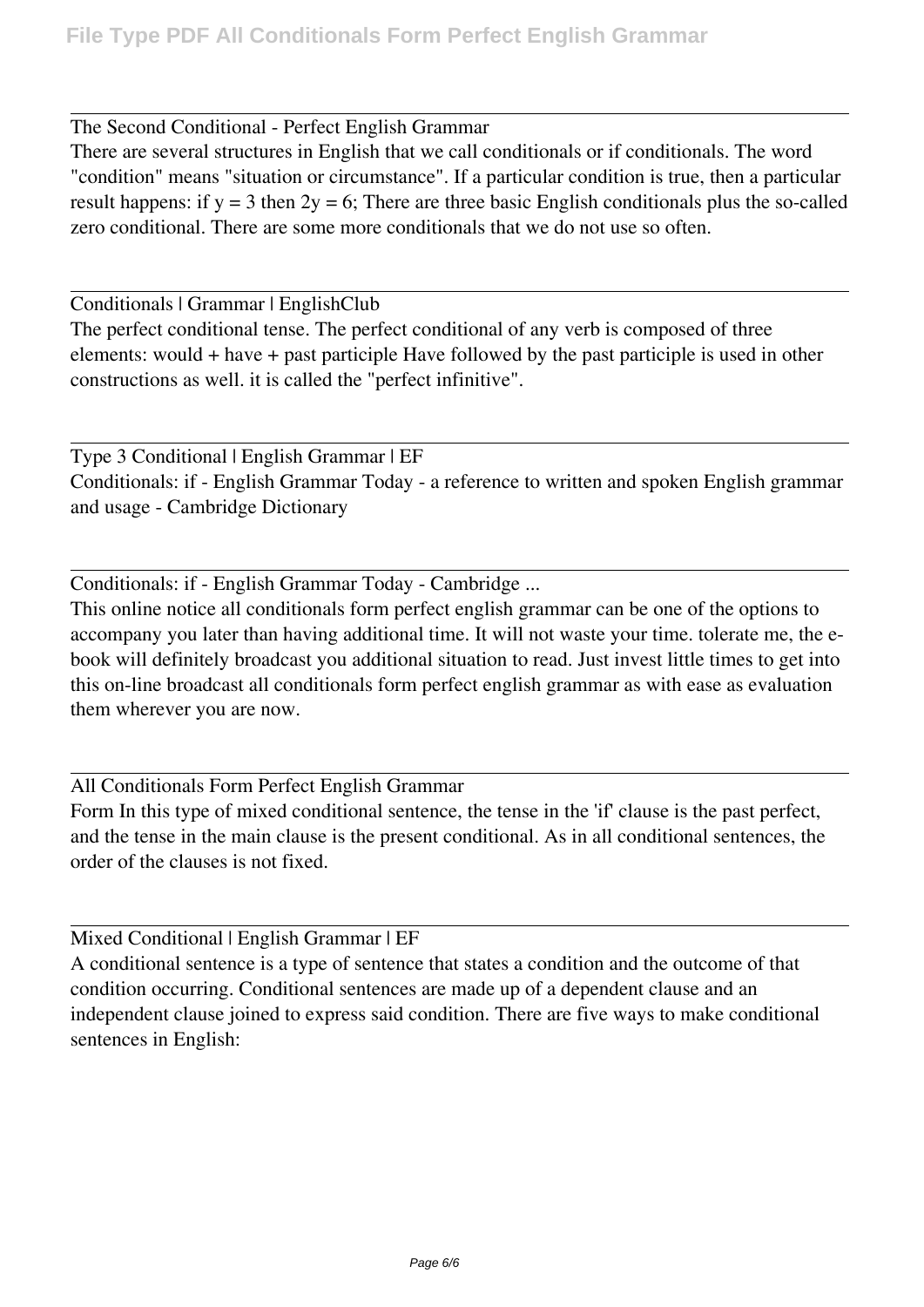The Second Conditional - Perfect English Grammar

There are several structures in English that we call conditionals or if conditionals. The word "condition" means "situation or circumstance". If a particular condition is true, then a particular result happens: if $y = 3$ then $2y = 6$; There are three basic English conditionals plus the so-called zero conditional. There are some more conditionals that we do not use so often.

Conditionals | Grammar | EnglishClub

The perfect conditional tense. The perfect conditional of any verb is composed of three elements: would + have + past participle Have followed by the past participle is used in other constructions as well. it is called the "perfect infinitive".

Type 3 Conditional | English Grammar | EF

Conditionals: if - English Grammar Today - a reference to written and spoken English grammar and usage - Cambridge Dictionary

Conditionals: if - English Grammar Today - Cambridge ...

This online notice all conditionals form perfect english grammar can be one of the options to accompany you later than having additional time. It will not waste your time. tolerate me, the e-book will definitely broadcast you additional situation to read. Just invest little times to get into this on-line broadcast all conditionals form perfect english grammar as with ease as evaluation them wherever you are now.

All Conditionals Form Perfect English Grammar

Form In this type of mixed conditional sentence, the tense in the 'if' clause is the past perfect, and the tense in the main clause is the present conditional. As in all conditional sentences, the order of the clauses is not fixed.

Mixed Conditional | English Grammar | EF

A conditional sentence is a type of sentence that states a condition and the outcome of that condition occurring. Conditional sentences are made up of a dependent clause and an independent clause joined to express said condition. There are five ways to make conditional sentences in English: